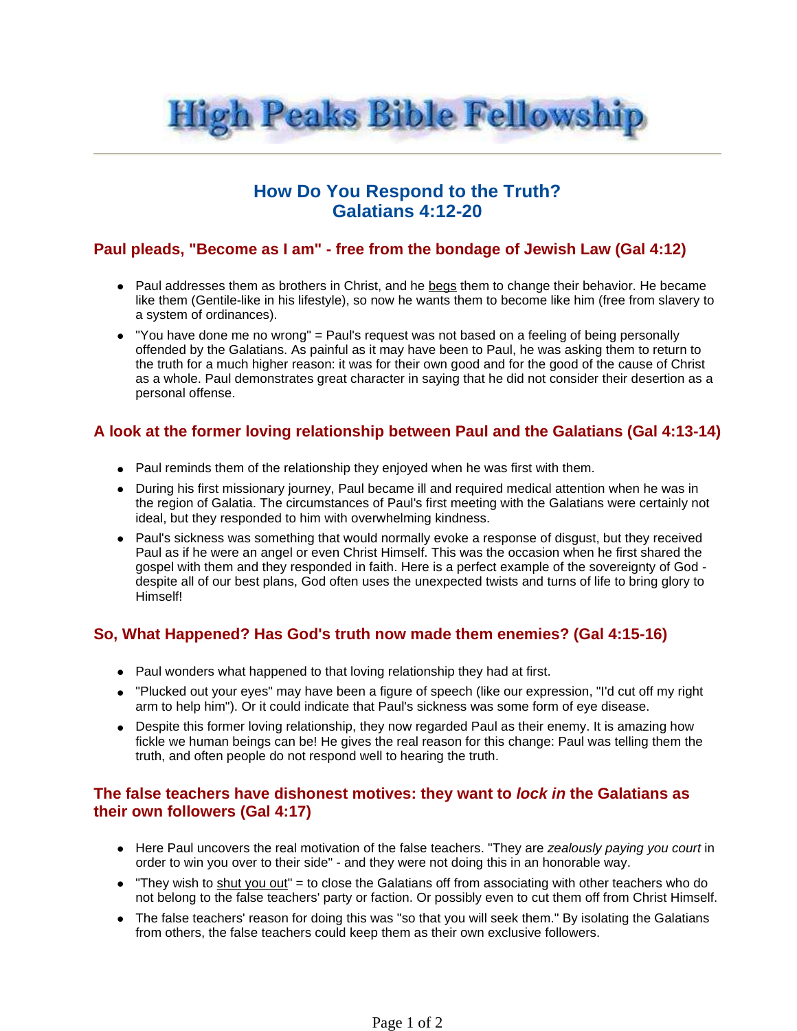# High Peaks Bible Fellowship

## How Do You Respond to the Truth?
## Galatians 4:12-20

### Paul pleads, "Become as I am" - free from the bondage of Jewish Law (Gal 4:12)

- Paul addresses them as brothers in Christ, and he <u>begs</u> them to change their behavior. He became like them (Gentile-like in his lifestyle), so now he wants them to become like him (free from slavery to a system of ordinances).
- "You have done me no wrong" = Paul's request was not based on a feeling of being personally offended by the Galatians. As painful as it may have been to Paul, he was asking them to return to the truth for a much higher reason: it was for their own good and for the good of the cause of Christ as a whole. Paul demonstrates great character in saying that he did not consider their desertion as a personal offense.

### A look at the former loving relationship between Paul and the Galatians (Gal 4:13-14)

- Paul reminds them of the relationship they enjoyed when he was first with them.
- During his first missionary journey, Paul became ill and required medical attention when he was in the region of Galatia. The circumstances of Paul's first meeting with the Galatians were certainly not ideal, but they responded to him with overwhelming kindness.
- Paul's sickness was something that would normally evoke a response of disgust, but they received Paul as if he were an angel or even Christ Himself. This was the occasion when he first shared the gospel with them and they responded in faith. Here is a perfect example of the sovereignty of God - despite all of our best plans, God often uses the unexpected twists and turns of life to bring glory to Himself!

### So, What Happened? Has God's truth now made them enemies? (Gal 4:15-16)

- Paul wonders what happened to that loving relationship they had at first.
- "Plucked out your eyes" may have been a figure of speech (like our expression, "I'd cut off my right arm to help him"). Or it could indicate that Paul's sickness was some form of eye disease.
- Despite this former loving relationship, they now regarded Paul as their enemy. It is amazing how fickle we human beings can be! He gives the real reason for this change: Paul was telling them the truth, and often people do not respond well to hearing the truth.

### The false teachers have dishonest motives: they want to *lock in* the Galatians as their own followers (Gal 4:17)

- Here Paul uncovers the real motivation of the false teachers. "They are *zealously paying you court* in order to win you over to their side" - and they were not doing this in an honorable way.
- "They wish to <u>shut you out</u>" = to close the Galatians off from associating with other teachers who do not belong to the false teachers' party or faction. Or possibly even to cut them off from Christ Himself.
- The false teachers' reason for doing this was "so that you will seek them." By isolating the Galatians from others, the false teachers could keep them as their own exclusive followers.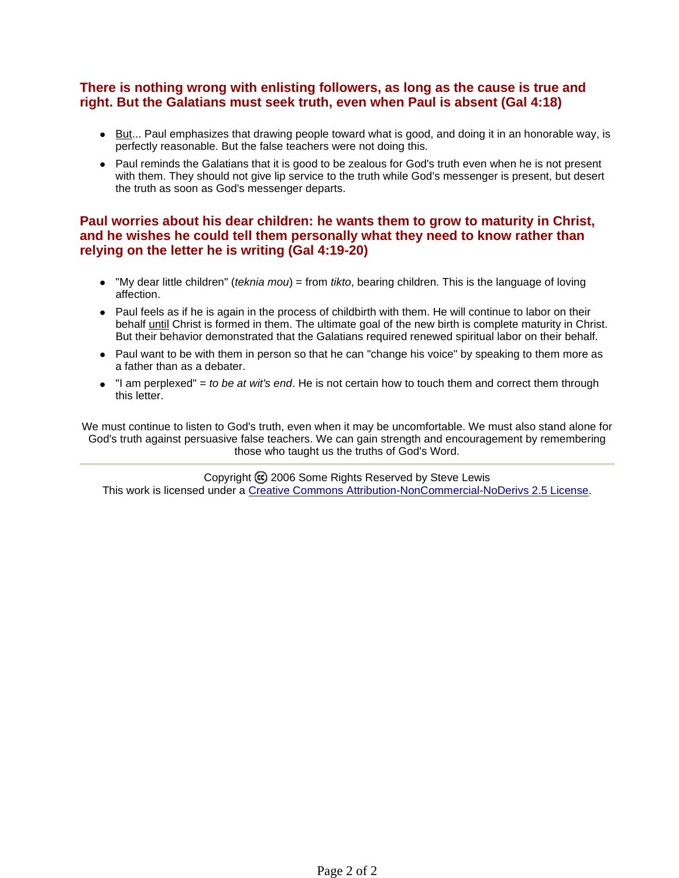### There is nothing wrong with enlisting followers, as long as the cause is true and right. But the Galatians must seek truth, even when Paul is absent (Gal 4:18)

- But... Paul emphasizes that drawing people toward what is good, and doing it in an honorable way, is perfectly reasonable. But the false teachers were not doing this.
- Paul reminds the Galatians that it is good to be zealous for God's truth even when he is not present with them. They should not give lip service to the truth while God's messenger is present, but desert the truth as soon as God's messenger departs.

### Paul worries about his dear children: he wants them to grow to maturity in Christ, and he wishes he could tell them personally what they need to know rather than relying on the letter he is writing (Gal 4:19-20)

- "My dear little children" (*teknia mou*) = from *tikto*, bearing children. This is the language of loving affection.
- Paul feels as if he is again in the process of childbirth with them. He will continue to labor on their behalf until Christ is formed in them. The ultimate goal of the new birth is complete maturity in Christ. But their behavior demonstrated that the Galatians required renewed spiritual labor on their behalf.
- Paul want to be with them in person so that he can "change his voice" by speaking to them more as a father than as a debater.
- "I am perplexed" = *to be at wit's end*. He is not certain how to touch them and correct them through this letter.

We must continue to listen to God's truth, even when it may be uncomfortable. We must also stand alone for God's truth against persuasive false teachers. We can gain strength and encouragement by remembering those who taught us the truths of God's Word.

---

Copyright (cc) 2006 Some Rights Reserved by Steve Lewis
This work is licensed under a Creative Commons Attribution-NonCommercial-NoDerivs 2.5 License.